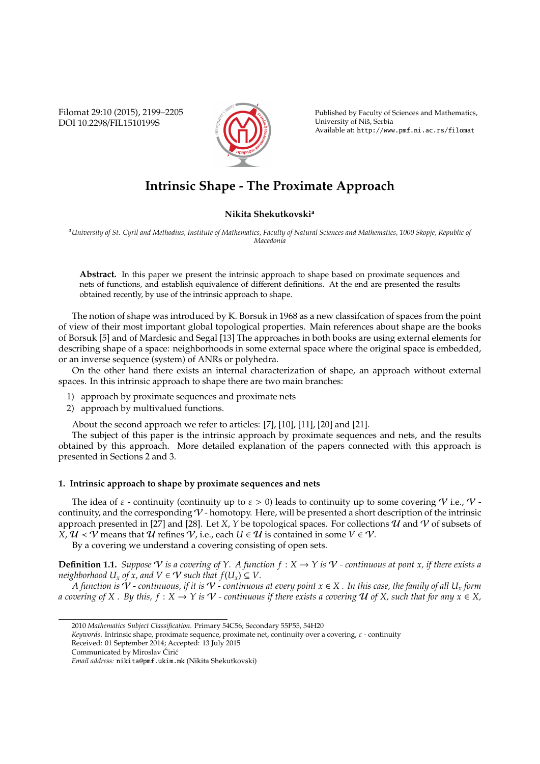# Intrinsic Shape - The Proximate Approach

**Nikita Shekutkovski**[a]

[a] *University of St. Cyril and Methodius, Institute of Mathematics, Faculty of Natural Sciences and Mathematics, 1000 Skopje, Republic of Macedonia*

**Abstract.** In this paper we present the intrinsic approach to shape based on proximate sequences and nets of functions, and establish equivalence of different definitions. At the end are presented the results obtained recently, by use of the intrinsic approach to shape.

The notion of shape was introduced by K. Borsuk in 1968 as a new classifcation of spaces from the point of view of their most important global topological properties. Main references about shape are the books of Borsuk [5] and of Mardesic and Segal [13] The approaches in both books are using external elements for describing shape of a space: neighborhoods in some external space where the original space is embedded, or an inverse sequence (system) of ANRs or polyhedra.

On the other hand there exists an internal characterization of shape, an approach without external spaces. In this intrinsic approach to shape there are two main branches:

1) approach by proximate sequences and proximate nets
2) approach by multivalued functions.

About the second approach we refer to articles: [7], [10], [11], [20] and [21].

The subject of this paper is the intrinsic approach by proximate sequences and nets, and the results obtained by this approach. More detailed explanation of the papers connected with this approach is presented in Sections 2 and 3.

### 1. Intrinsic approach to shape by proximate sequences and nets

The idea of $\varepsilon$ - continuity (continuity up to $\varepsilon > 0$) leads to continuity up to some covering $\mathcal{V}$ i.e., $\mathcal{V}$ - continuity, and the corresponding $\mathcal{V}$ - homotopy. Here, will be presented a short description of the intrinsic approach presented in [27] and [28]. Let $X$, $Y$ be topological spaces. For collections $\mathcal{U}$ and $\mathcal{V}$ of subsets of $X$, $\mathcal{U} \prec \mathcal{V}$ means that $\mathcal{U}$ refines $\mathcal{V}$, i.e., each $U \in \mathcal{U}$ is contained in some $V \in \mathcal{V}$.

By a covering we understand a covering consisting of open sets.

**Definition 1.1.** *Suppose $\mathcal{V}$ is a covering of $Y$. A function $f : X \to Y$ is $\mathcal{V}$ - continuous at pont $x$, if there exists a neighborhood $U_x$ of $x$, and $V \in \mathcal{V}$ such that $f(U_x) \subseteq V$.*

*A function is $\mathcal{V}$ - continuous, if it is $\mathcal{V}$ - continuous at every point $x \in X$. In this case, the family of all $U_x$ form a covering of $X$. By this, $f : X \to Y$ is $\mathcal{V}$ - continuous if there exists a covering $\mathcal{U}$ of $X$, such that for any $x \in X$,*

---

2010 *Mathematics Subject Classification.* Primary 54C56; Secondary 55P55, 54H20

*Keywords.* Intrinsic shape, proximate sequence, proximate net, continuity over a covering, $\varepsilon$ - continuity

Received: 01 September 2014; Accepted: 13 July 2015

Communicated by Miroslav Ćirić

*Email address:* nikita@pmf.ukim.mk (Nikita Shekutkovski)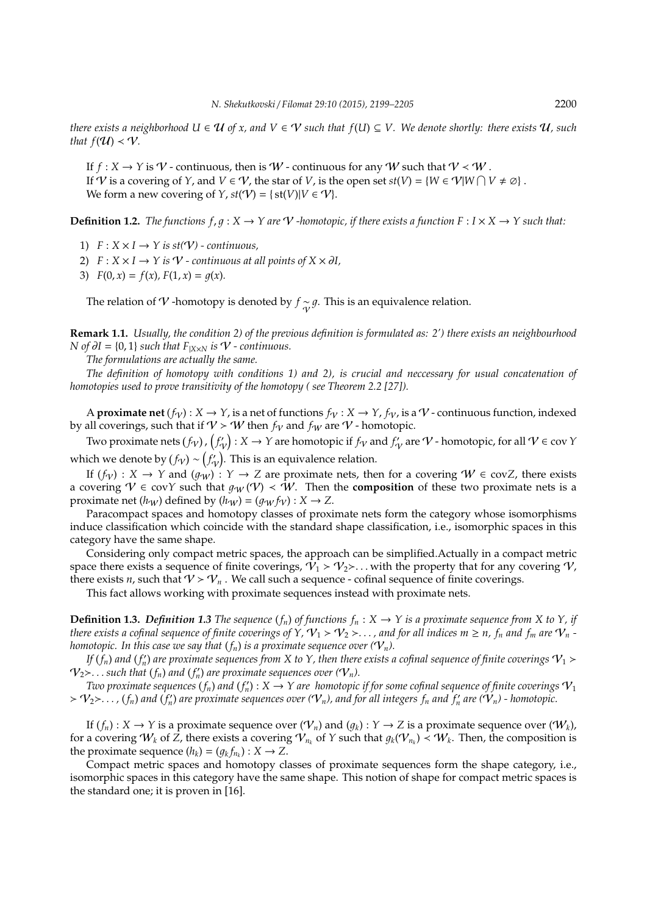*there exists a neighborhood $U \in \mathcal{U}$ of $x$, and $V \in \mathcal{V}$ such that $f(U) \subseteq V$. We denote shortly: there exists $\mathcal{U}$, such that $f(\mathcal{U}) \prec \mathcal{V}$.*

If $f : X \to Y$ is $\mathcal{V}$ - continuous, then is $\mathcal{W}$ - continuous for any $\mathcal{W}$ such that $\mathcal{V} \prec \mathcal{W}$ .

If $\mathcal{V}$ is a covering of $Y$, and $V \in \mathcal{V}$, the star of $V$, is the open set $st(V) = \{W \in \mathcal{V} | W \bigcap V \neq \emptyset\}$ .

We form a new covering of $Y$, $st(\mathcal{V}) = \{\text{st}(V) | V \in \mathcal{V}\}$.

**Definition 1.2.** *The functions $f, g : X \to Y$ are $\mathcal{V}$ -homotopic, if there exists a function $F : I \times X \to Y$ such that:*

1) $F : X \times I \to Y$ *is $st(\mathcal{V})$ - continuous,*
2) $F : X \times I \to Y$ *is $\mathcal{V}$ - continuous at all points of $X \times \partial I$,*
3) $F(0, x) = f(x)$, $F(1, x) = g(x)$.

The relation of $\mathcal{V}$ -homotopy is denoted by $f \underset{\mathcal{V}}{\sim} g$. This is an equivalence relation.

**Remark 1.1.** *Usually, the condition 2) of the previous definition is formulated as: 2') there exists an neighbourhood $N$ of $\partial I = \{0, 1\}$ such that $F_{|X \times N}$ is $\mathcal{V}$ - continuous.*

*The formulations are actually the same.*

*The definition of homotopy with conditions 1) and 2), is crucial and neccessary for usual concatenation of homotopies used to prove transitivity of the homotopy ( see Theorem 2.2 [27]).*

A **proximate net** $(f_{\mathcal{V}}) : X \to Y$, is a net of functions $f_{\mathcal{V}} : X \to Y$, $f_{\mathcal{V}}$, is a $\mathcal{V}$ - continuous function, indexed by all coverings, such that if $\mathcal{V} \succ \mathcal{W}$ then $f_{\mathcal{V}}$ and $f_{\mathcal{W}}$ are $\mathcal{V}$ - homotopic.

Two proximate nets $(f_{\mathcal{V}})$ , $\left(f'_{\mathcal{V}}\right) : X \to Y$ are homotopic if $f_{\mathcal{V}}$ and $f'_{\mathcal{V}}$ are $\mathcal{V}$ - homotopic, for all $\mathcal{V} \in \text{cov}\, Y$ which we denote by $(f_{\mathcal{V}}) \sim \left(f'_{\mathcal{V}}\right)$. This is an equivalence relation.

If $(f_{\mathcal{V}}) : X \to Y$ and $(g_{\mathcal{W}}) : Y \to Z$ are proximate nets, then for a covering $\mathcal{W} \in \text{cov}Z$, there exists a covering $\mathcal{V} \in \text{cov}Y$ such that $g_{\mathcal{W}}(\mathcal{V}) \prec \mathcal{W}$. Then the **composition** of these two proximate nets is a proximate net $(h_{\mathcal{W}})$ defined by $(h_{\mathcal{W}}) = (g_{\mathcal{W}} f_{\mathcal{V}}) : X \to Z$.

Paracompact spaces and homotopy classes of proximate nets form the category whose isomorphisms induce classification which coincide with the standard shape classification, i.e., isomorphic spaces in this category have the same shape.

Considering only compact metric spaces, the approach can be simplified.Actually in a compact metric space there exists a sequence of finite coverings, $\mathcal{V}_1 \succ \mathcal{V}_2 \succ \ldots$ with the property that for any covering $\mathcal{V}$, there exists $n$, such that $\mathcal{V} \succ \mathcal{V}_n$ . We call such a sequence - cofinal sequence of finite coverings.

This fact allows working with proximate sequences instead with proximate nets.

**Definition 1.3.** ***Definition 1.3*** *The sequence $(f_n)$ of functions $f_n : X \to Y$ is a proximate sequence from $X$ to $Y$, if there exists a cofinal sequence of finite coverings of $Y$, $\mathcal{V}_1 \succ \mathcal{V}_2 \succ \ldots$, and for all indices $m \geq n$, $f_n$ and $f_m$ are $\mathcal{V}_n$ - homotopic. In this case we say that $(f_n)$ is a proximate sequence over $(\mathcal{V}_n)$.*

*If $(f_n)$ and $(f'_n)$ are proximate sequences from $X$ to $Y$, then there exists a cofinal sequence of finite coverings $\mathcal{V}_1 \succ \mathcal{V}_2 \succ \ldots$ such that $(f_n)$ and $(f'_n)$ are proximate sequences over $(\mathcal{V}_n)$.*

*Two proximate sequences $(f_n)$ and $(f'_n) : X \to Y$ are homotopic if for some cofinal sequence of finite coverings $\mathcal{V}_1 \succ \mathcal{V}_2 \succ \ldots$, $(f_n)$ and $(f'_n)$ are proximate sequences over $(\mathcal{V}_n)$, and for all integers $f_n$ and $f'_n$ are $(\mathcal{V}_n)$ - homotopic.*

If $(f_n) : X \to Y$ is a proximate sequence over $(\mathcal{V}_n)$ and $(g_k) : Y \to Z$ is a proximate sequence over $(\mathcal{W}_k)$, for a covering $\mathcal{W}_k$ of $Z$, there exists a covering $\mathcal{V}_{n_k}$ of $Y$ such that $g_k(\mathcal{V}_{n_k}) \prec \mathcal{W}_k$. Then, the composition is the proximate sequence $(h_k) = (g_k f_{n_k}) : X \to Z$.

Compact metric spaces and homotopy classes of proximate sequences form the shape category, i.e., isomorphic spaces in this category have the same shape. This notion of shape for compact metric spaces is the standard one; it is proven in [16].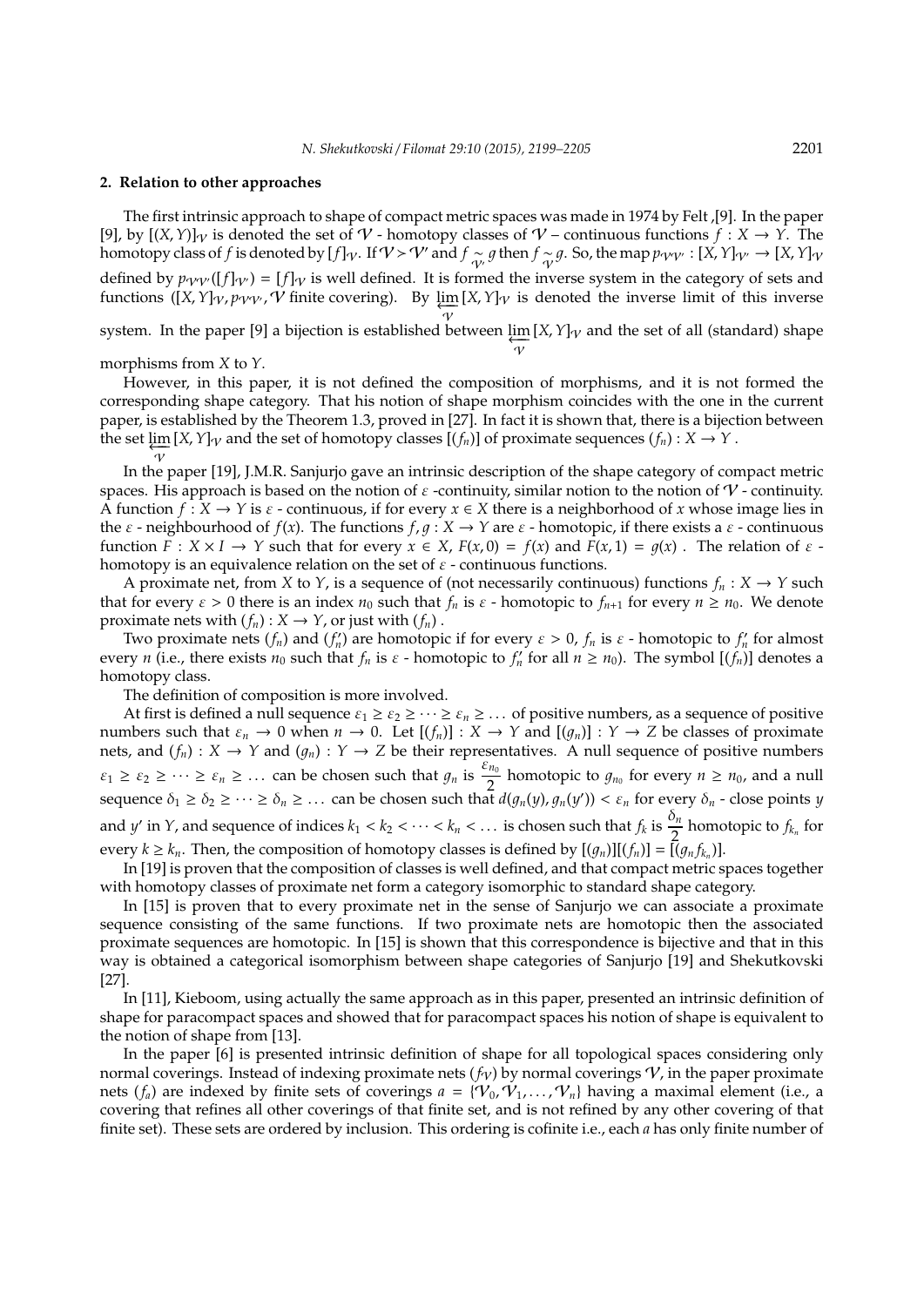## 2. Relation to other approaches

The first intrinsic approach to shape of compact metric spaces was made in 1974 by Felt ,[9]. In the paper [9], by $[(X,Y)]_{\mathcal{V}}$ is denoted the set of $\mathcal{V}$ - homotopy classes of $\mathcal{V}$ – continuous functions $f : X \to Y$. The homotopy class of $f$ is denoted by $[f]_{\mathcal{V}}$. If $\mathcal{V} > \mathcal{V}'$ and $f \underset{\mathcal{V}'}{\sim} g$ then $f \underset{\mathcal{V}}{\sim} g$. So, the map $p_{\mathcal{V}\mathcal{V}'} : [X,Y]_{\mathcal{V}'} \to [X,Y]_{\mathcal{V}}$ defined by $p_{\mathcal{V}\mathcal{V}'}([f]_{\mathcal{V}'}) = [f]_{\mathcal{V}}$ is well defined. It is formed the inverse system in the category of sets and functions $([X,Y]_{\mathcal{V}}, p_{\mathcal{V}\mathcal{V}'}, \mathcal{V}$ finite covering). By $\underset{\overleftarrow{\mathcal{V}}}{\lim} [X,Y]_{\mathcal{V}}$ is denoted the inverse limit of this inverse system. In the paper [9] a bijection is established between $\underset{\overleftarrow{\mathcal{V}}}{\lim} [X,Y]_{\mathcal{V}}$ and the set of all (standard) shape morphisms from $X$ to $Y$.

However, in this paper, it is not defined the composition of morphisms, and it is not formed the corresponding shape category. That his notion of shape morphism coincides with the one in the current paper, is established by the Theorem 1.3, proved in [27]. In fact it is shown that, there is a bijection between the set $\underset{\overleftarrow{\mathcal{V}}}{\lim} [X,Y]_{\mathcal{V}}$ and the set of homotopy classes $[(f_n)]$ of proximate sequences $(f_n) : X \to Y$ .

In the paper [19], J.M.R. Sanjurjo gave an intrinsic description of the shape category of compact metric spaces. His approach is based on the notion of $\varepsilon$ -continuity, similar notion to the notion of $\mathcal{V}$ - continuity. A function $f : X \to Y$ is $\varepsilon$ - continuous, if for every $x \in X$ there is a neighborhood of $x$ whose image lies in the $\varepsilon$ - neighbourhood of $f(x)$. The functions $f, g : X \to Y$ are $\varepsilon$ - homotopic, if there exists a $\varepsilon$ - continuous function $F : X \times I \to Y$ such that for every $x \in X$, $F(x,0) = f(x)$ and $F(x,1) = g(x)$ . The relation of $\varepsilon$ - homotopy is an equivalence relation on the set of $\varepsilon$ - continuous functions.

A proximate net, from $X$ to $Y$, is a sequence of (not necessarily continuous) functions $f_n : X \to Y$ such that for every $\varepsilon > 0$ there is an index $n_0$ such that $f_n$ is $\varepsilon$ - homotopic to $f_{n+1}$ for every $n \geq n_0$. We denote proximate nets with $(f_n) : X \to Y$, or just with $(f_n)$ .

Two proximate nets $(f_n)$ and $(f'_n)$ are homotopic if for every $\varepsilon > 0$, $f_n$ is $\varepsilon$ - homotopic to $f'_n$ for almost every $n$ (i.e., there exists $n_0$ such that $f_n$ is $\varepsilon$ - homotopic to $f'_n$ for all $n \geq n_0$). The symbol $[(f_n)]$ denotes a homotopy class.

The definition of composition is more involved.

At first is defined a null sequence $\varepsilon_1 \geq \varepsilon_2 \geq \cdots \geq \varepsilon_n \geq \ldots$ of positive numbers, as a sequence of positive numbers such that $\varepsilon_n \to 0$ when $n \to 0$. Let $[(f_n)] : X \to Y$ and $[(g_n)] : Y \to Z$ be classes of proximate nets, and $(f_n) : X \to Y$ and $(g_n) : Y \to Z$ be their representatives. A null sequence of positive numbers $\varepsilon_1 \geq \varepsilon_2 \geq \cdots \geq \varepsilon_n \geq \ldots$ can be chosen such that $g_n$ is $\dfrac{\varepsilon_{n_0}}{2}$ homotopic to $g_{n_0}$ for every $n \geq n_0$, and a null sequence $\delta_1 \geq \delta_2 \geq \cdots \geq \delta_n \geq \ldots$ can be chosen such that $d(g_n(y), g_n(y')) < \varepsilon_n$ for every $\delta_n$ - close points $y$ and $y'$ in $Y$, and sequence of indices $k_1 < k_2 < \cdots < k_n < \ldots$ is chosen such that $f_k$ is $\dfrac{\delta_n}{2}$ homotopic to $f_{k_n}$ for every $k \geq k_n$. Then, the composition of homotopy classes is defined by $[(g_n)][(f_n)] = [(g_n f_{k_n})]$.

In [19] is proven that the composition of classes is well defined, and that compact metric spaces together with homotopy classes of proximate net form a category isomorphic to standard shape category.

In [15] is proven that to every proximate net in the sense of Sanjurjo we can associate a proximate sequence consisting of the same functions. If two proximate nets are homotopic then the associated proximate sequences are homotopic. In [15] is shown that this correspondence is bijective and that in this way is obtained a categorical isomorphism between shape categories of Sanjurjo [19] and Shekutkovski [27].

In [11], Kieboom, using actually the same approach as in this paper, presented an intrinsic definition of shape for paracompact spaces and showed that for paracompact spaces his notion of shape is equivalent to the notion of shape from [13].

In the paper [6] is presented intrinsic definition of shape for all topological spaces considering only normal coverings. Instead of indexing proximate nets $(f_{\mathcal{V}})$ by normal coverings $\mathcal{V}$, in the paper proximate nets $(f_a)$ are indexed by finite sets of coverings $a = \{\mathcal{V}_0, \mathcal{V}_1, \ldots, \mathcal{V}_n\}$ having a maximal element (i.e., a covering that refines all other coverings of that finite set, and is not refined by any other covering of that finite set). These sets are ordered by inclusion. This ordering is cofinite i.e., each $a$ has only finite number of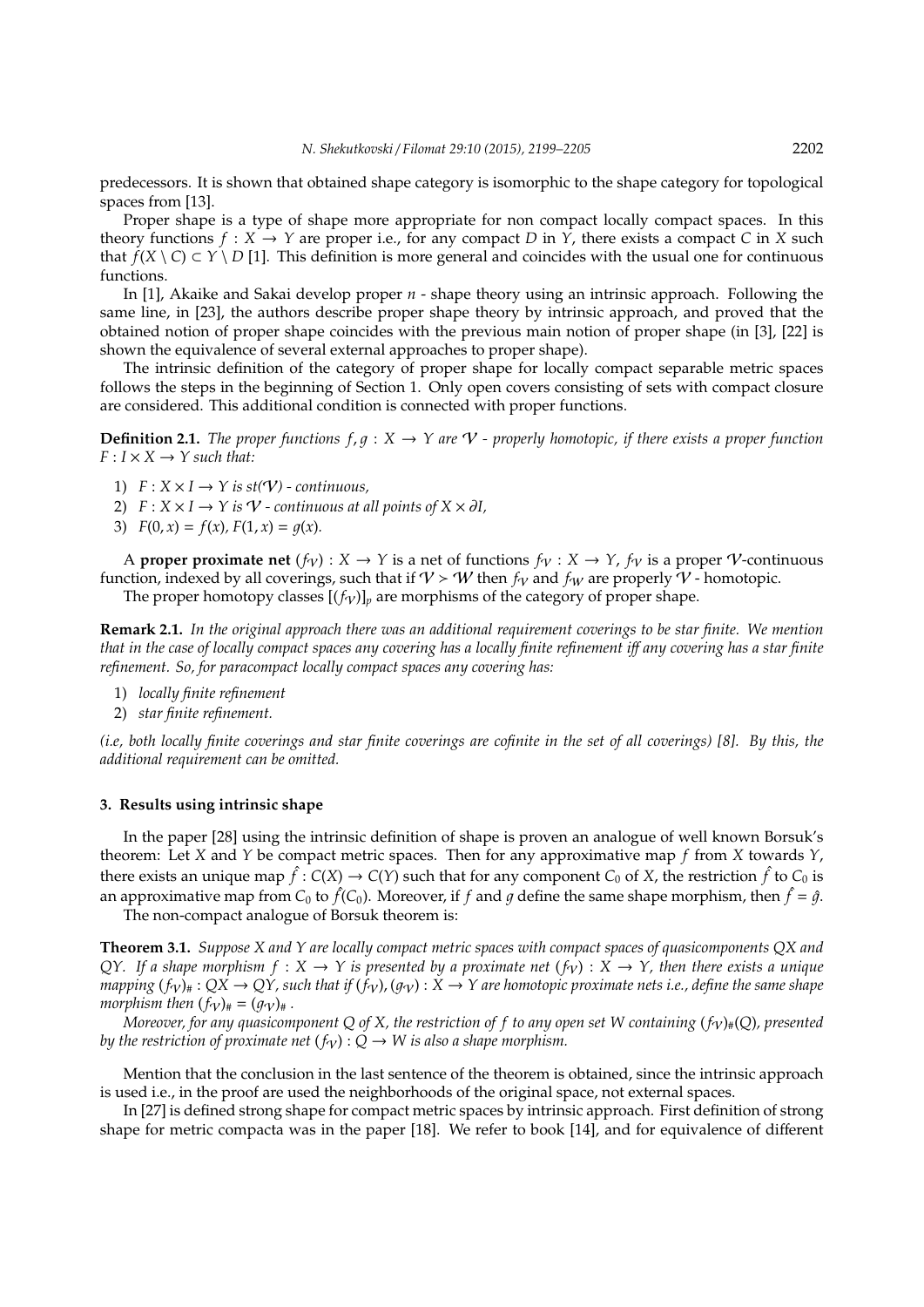predecessors. It is shown that obtained shape category is isomorphic to the shape category for topological spaces from [13].

Proper shape is a type of shape more appropriate for non compact locally compact spaces. In this theory functions $f : X \to Y$ are proper i.e., for any compact $D$ in $Y$, there exists a compact $C$ in $X$ such that $f(X \setminus C) \subset Y \setminus D$ [1]. This definition is more general and coincides with the usual one for continuous functions.

In [1], Akaike and Sakai develop proper $n$ - shape theory using an intrinsic approach. Following the same line, in [23], the authors describe proper shape theory by intrinsic approach, and proved that the obtained notion of proper shape coincides with the previous main notion of proper shape (in [3], [22] is shown the equivalence of several external approaches to proper shape).

The intrinsic definition of the category of proper shape for locally compact separable metric spaces follows the steps in the beginning of Section 1. Only open covers consisting of sets with compact closure are considered. This additional condition is connected with proper functions.

**Definition 2.1.** *The proper functions $f, g : X \to Y$ are $\mathcal{V}$ - properly homotopic, if there exists a proper function $F : I \times X \to Y$ such that:*

1) *$F : X \times I \to Y$ is $st(\mathcal{V})$ - continuous,*
2) *$F : X \times I \to Y$ is $\mathcal{V}$ - continuous at all points of $X \times \partial I$,*
3) *$F(0, x) = f(x)$, $F(1, x) = g(x)$.*

A **proper proximate net** $(f_\mathcal{V}) : X \to Y$ is a net of functions $f_\mathcal{V} : X \to Y$, $f_\mathcal{V}$ is a proper $\mathcal{V}$-continuous function, indexed by all coverings, such that if $\mathcal{V} > \mathcal{W}$ then $f_\mathcal{V}$ and $f_\mathcal{W}$ are properly $\mathcal{V}$ - homotopic.

The proper homotopy classes $[(f_\mathcal{V})]_p$ are morphisms of the category of proper shape.

**Remark 2.1.** *In the original approach there was an additional requirement coverings to be star finite. We mention that in the case of locally compact spaces any covering has a locally finite refinement iff any covering has a star finite refinement. So, for paracompact locally compact spaces any covering has:*

1) *locally finite refinement*
2) *star finite refinement.*

*(i.e, both locally finite coverings and star finite coverings are cofinite in the set of all coverings) [8]. By this, the additional requirement can be omitted.*

## 3. Results using intrinsic shape

In the paper [28] using the intrinsic definition of shape is proven an analogue of well known Borsuk's theorem: Let $X$ and $Y$ be compact metric spaces. Then for any approximative map $f$ from $X$ towards $Y$, there exists an unique map $\hat{f} : C(X) \to C(Y)$ such that for any component $C_0$ of $X$, the restriction $\hat{f}$ to $C_0$ is an approximative map from $C_0$ to $\hat{f}(C_0)$. Moreover, if $f$ and $g$ define the same shape morphism, then $\hat{f} = \hat{g}$.

The non-compact analogue of Borsuk theorem is:

**Theorem 3.1.** *Suppose $X$ and $Y$ are locally compact metric spaces with compact spaces of quasicomponents $QX$ and $QY$. If a shape morphism $f : X \to Y$ is presented by a proximate net $(f_\mathcal{V}) : X \to Y$, then there exists a unique mapping $(f_\mathcal{V})_\# : QX \to QY$, such that if $(f_\mathcal{V}), (g_\mathcal{V}) : X \to Y$ are homotopic proximate nets i.e., define the same shape morphism then $(f_\mathcal{V})_\# = (g_\mathcal{V})_\#$.*

*Moreover, for any quasicomponent $Q$ of $X$, the restriction of $f$ to any open set $W$ containing $(f_\mathcal{V})_\#(Q)$, presented by the restriction of proximate net $(f_\mathcal{V}) : Q \to W$ is also a shape morphism.*

Mention that the conclusion in the last sentence of the theorem is obtained, since the intrinsic approach is used i.e., in the proof are used the neighborhoods of the original space, not external spaces.

In [27] is defined strong shape for compact metric spaces by intrinsic approach. First definition of strong shape for metric compacta was in the paper [18]. We refer to book [14], and for equivalence of different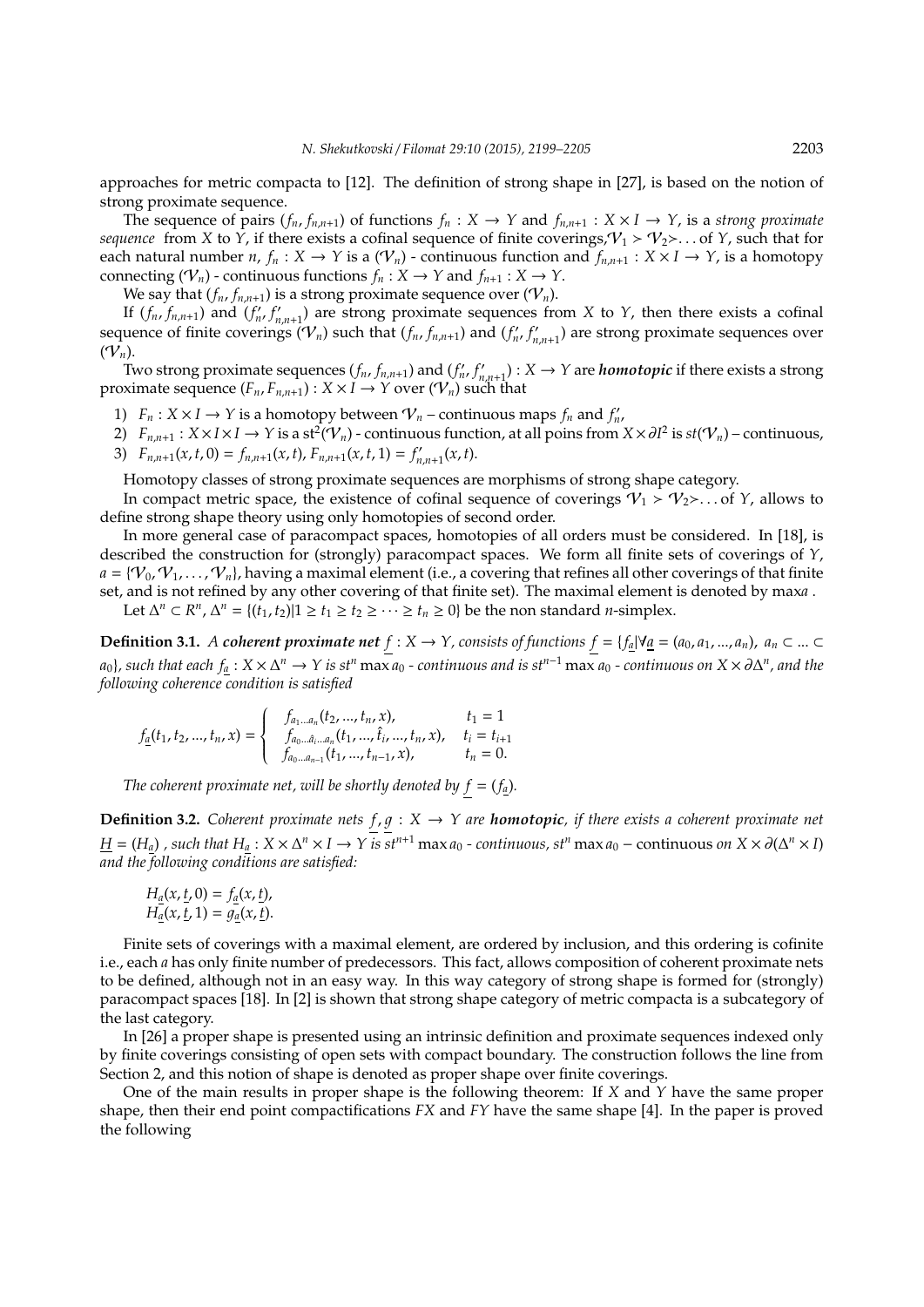approaches for metric compacta to [12]. The definition of strong shape in [27], is based on the notion of strong proximate sequence.

The sequence of pairs $(f_n, f_{n,n+1})$ of functions $f_n : X \to Y$ and $f_{n,n+1} : X \times I \to Y$, is a *strong proximate sequence* from $X$ to $Y$, if there exists a cofinal sequence of finite coverings, $\mathcal{V}_1 \succ \mathcal{V}_2 \succ \ldots$ of $Y$, such that for each natural number $n$, $f_n : X \to Y$ is a $(\mathcal{V}_n)$ - continuous function and $f_{n,n+1} : X \times I \to Y$, is a homotopy connecting $(\mathcal{V}_n)$ - continuous functions $f_n : X \to Y$ and $f_{n+1} : X \to Y$.

We say that $(f_n, f_{n,n+1})$ is a strong proximate sequence over $(\mathcal{V}_n)$.

If $(f_n, f_{n,n+1})$ and $(f'_n, f'_{n,n+1})$ are strong proximate sequences from $X$ to $Y$, then there exists a cofinal sequence of finite coverings $(\mathcal{V}_n)$ such that $(f_n, f_{n,n+1})$ and $(f'_n, f'_{n,n+1})$ are strong proximate sequences over $(\mathcal{V}_n)$.

Two strong proximate sequences $(f_n, f_{n,n+1})$ and $(f'_n, f'_{n,n+1}) : X \to Y$ are ***homotopic*** if there exists a strong proximate sequence $(F_n, F_{n,n+1}) : X \times I \to Y$ over $(\mathcal{V}_n)$ such that

1) $F_n : X \times I \to Y$ is a homotopy between $\mathcal{V}_n$ – continuous maps $f_n$ and $f'_n$,
2) $F_{n,n+1} : X \times I \times I \to Y$ is a $\mathrm{st}^2(\mathcal{V}_n)$ - continuous function, at all poins from $X \times \partial I^2$ is $st(\mathcal{V}_n)$ – continuous,
3) $F_{n,n+1}(x, t, 0) = f_{n,n+1}(x, t)$, $F_{n,n+1}(x, t, 1) = f'_{n,n+1}(x, t)$.

Homotopy classes of strong proximate sequences are morphisms of strong shape category.

In compact metric space, the existence of cofinal sequence of coverings $\mathcal{V}_1 \succ \mathcal{V}_2 \succ \ldots$ of $Y$, allows to define strong shape theory using only homotopies of second order.

In more general case of paracompact spaces, homotopies of all orders must be considered. In [18], is described the construction for (strongly) paracompact spaces. We form all finite sets of coverings of $Y$, $a = \{\mathcal{V}_0, \mathcal{V}_1, \ldots, \mathcal{V}_n\}$, having a maximal element (i.e., a covering that refines all other coverings of that finite set, and is not refined by any other covering of that finite set). The maximal element is denoted by $\max a$ .

Let $\Delta^n \subset R^n$, $\Delta^n = \{(t_1, t_2)|1 \geq t_1 \geq t_2 \geq \cdots \geq t_n \geq 0\}$ be the non standard $n$-simplex.

**Definition 3.1.** *A **coherent proximate net** $\underline{f} : X \to Y$, consists of functions $\underline{f} = \{f_{\underline{a}}|\forall \underline{a} = (a_0, a_1, ..., a_n),\ a_n \subset ... \subset a_0\}$, such that each $f_{\underline{a}} : X \times \Delta^n \to Y$ is $st^n \max a_0$ - continuous and is $st^{n-1} \max a_0$ - continuous on $X \times \partial\Delta^n$, and the following coherence condition is satisfied*

$$
f_{\underline{a}}(t_1, t_2, ..., t_n, x) = \begin{cases} f_{a_1 ... a_n}(t_2, ..., t_n, x), & t_1 = 1 \\ f_{a_0 ... \hat{a}_i ... a_n}(t_1, ..., \hat{t}_i, ..., t_n, x), & t_i = t_{i+1} \\ f_{a_0 ... a_{n-1}}(t_1, ..., t_{n-1}, x), & t_n = 0. \end{cases}
$$

*The coherent proximate net, will be shortly denoted by $\underline{f} = (f_{\underline{a}})$.*

**Definition 3.2.** *Coherent proximate nets $\underline{f}, \underline{g} : X \to Y$ are **homotopic**, if there exists a coherent proximate net $\underline{H} = (H_{\underline{a}})$ , such that $H_{\underline{a}} : X \times \Delta^n \times I \to Y$ is $st^{n+1} \max a_0$ - continuous, $st^n \max a_0$ – continuous on $X \times \partial(\Delta^n \times I)$ and the following conditions are satisfied:*

$$
H_{\underline{a}}(x, \underline{t}, 0) = f_{\underline{a}}(x, \underline{t}),
$$
$$
H_{\underline{a}}(x, \underline{t}, 1) = g_{\underline{a}}(x, \underline{t}).
$$

Finite sets of coverings with a maximal element, are ordered by inclusion, and this ordering is cofinite i.e., each $a$ has only finite number of predecessors. This fact, allows composition of coherent proximate nets to be defined, although not in an easy way. In this way category of strong shape is formed for (strongly) paracompact spaces [18]. In [2] is shown that strong shape category of metric compacta is a subcategory of the last category.

In [26] a proper shape is presented using an intrinsic definition and proximate sequences indexed only by finite coverings consisting of open sets with compact boundary. The construction follows the line from Section 2, and this notion of shape is denoted as proper shape over finite coverings.

One of the main results in proper shape is the following theorem: If $X$ and $Y$ have the same proper shape, then their end point compactifications $FX$ and $FY$ have the same shape [4]. In the paper is proved the following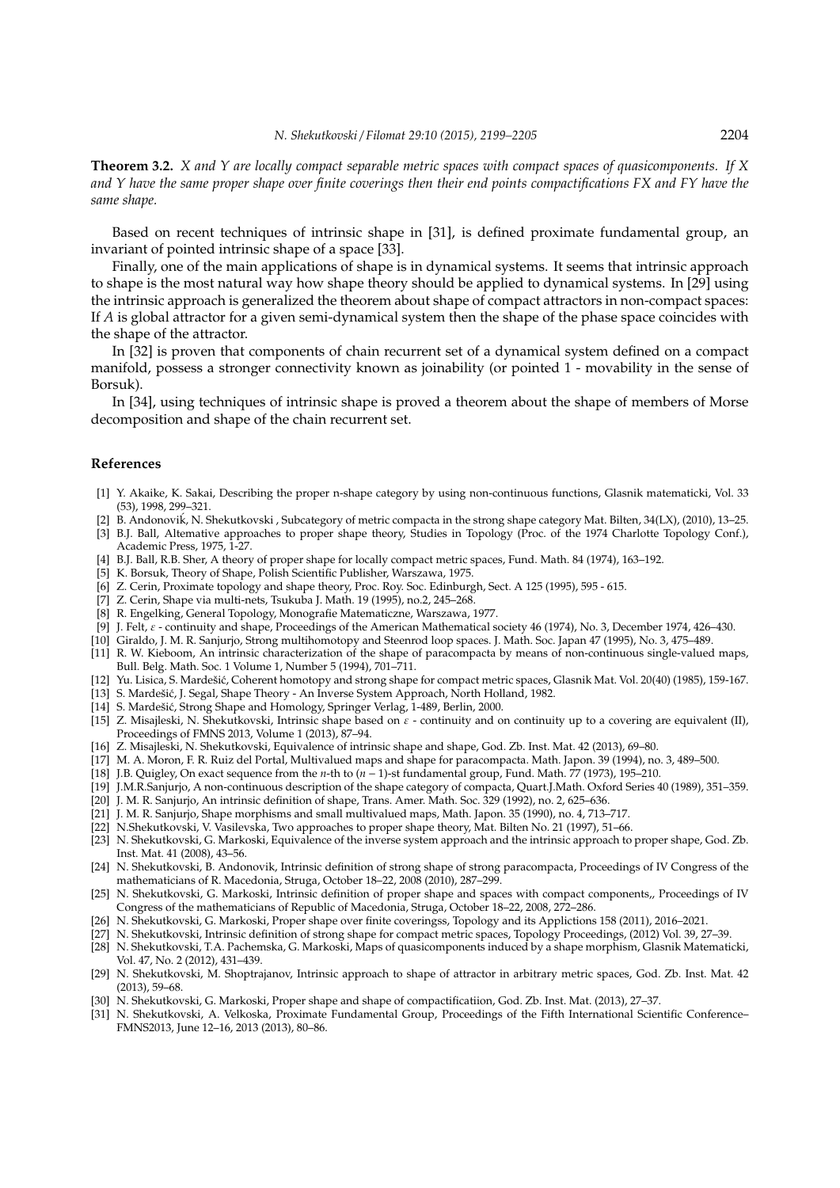**Theorem 3.2.** *$X$ and $Y$ are locally compact separable metric spaces with compact spaces of quasicomponents. If $X$ and $Y$ have the same proper shape over finite coverings then their end points compactifications $FX$ and $FY$ have the same shape.*

Based on recent techniques of intrinsic shape in [31], is defined proximate fundamental group, an invariant of pointed intrinsic shape of a space [33].

Finally, one of the main applications of shape is in dynamical systems. It seems that intrinsic approach to shape is the most natural way how shape theory should be applied to dynamical systems. In [29] using the intrinsic approach is generalized the theorem about shape of compact attractors in non-compact spaces: If $A$ is global attractor for a given semi-dynamical system then the shape of the phase space coincides with the shape of the attractor.

In [32] is proven that components of chain recurrent set of a dynamical system defined on a compact manifold, possess a stronger connectivity known as joinability (or pointed 1 - movability in the sense of Borsuk).

In [34], using techniques of intrinsic shape is proved a theorem about the shape of members of Morse decomposition and shape of the chain recurrent set.

## References

[1] Y. Akaike, K. Sakai, Describing the proper n-shape category by using non-continuous functions, Glasnik matematicki, Vol. 33 (53), 1998, 299–321.

[2] B. Andonovik, N. Shekutkovski , Subcategory of metric compacta in the strong shape category Mat. Bilten, 34(LX), (2010), 13–25.

[3] B.J. Ball, Altemative approaches to proper shape theory, Studies in Topology (Proc. of the 1974 Charlotte Topology Conf.), Academic Press, 1975, 1-27.

[4] B.J. Ball, R.B. Sher, A theory of proper shape for locally compact metric spaces, Fund. Math. 84 (1974), 163–192.

[5] K. Borsuk, Theory of Shape, Polish Scientific Publisher, Warszawa, 1975.

[6] Z. Cerin, Proximate topology and shape theory, Proc. Roy. Soc. Edinburgh, Sect. A 125 (1995), 595 - 615.

[7] Z. Cerin, Shape via multi-nets, Tsukuba J. Math. 19 (1995), no.2, 245–268.

[8] R. Engelking, General Topology, Monografie Matematiczne, Warszawa, 1977.

[9] J. Felt, $\varepsilon$ - continuity and shape, Proceedings of the American Mathematical society 46 (1974), No. 3, December 1974, 426–430.

[10] Giraldo, J. M. R. Sanjurjo, Strong multihomotopy and Steenrod loop spaces. J. Math. Soc. Japan 47 (1995), No. 3, 475–489.

[11] R. W. Kieboom, An intrinsic characterization of the shape of paracompacta by means of non-continuous single-valued maps, Bull. Belg. Math. Soc. 1 Volume 1, Number 5 (1994), 701–711.

[12] Yu. Lisica, S. Mardešić, Coherent homotopy and strong shape for compact metric spaces, Glasnik Mat. Vol. 20(40) (1985), 159-167.

[13] S. Mardešić, J. Segal, Shape Theory - An Inverse System Approach, North Holland, 1982.

[14] S. Mardešić, Strong Shape and Homology, Springer Verlag, 1-489, Berlin, 2000.

[15] Z. Misajleski, N. Shekutkovski, Intrinsic shape based on $\varepsilon$ - continuity and on continuity up to a covering are equivalent (II), Proceedings of FMNS 2013, Volume 1 (2013), 87–94.

[16] Z. Misajleski, N. Shekutkovski, Equivalence of intrinsic shape and shape, God. Zb. Inst. Mat. 42 (2013), 69–80.

[17] M. A. Moron, F. R. Ruiz del Portal, Multivalued maps and shape for paracompacta. Math. Japon. 39 (1994), no. 3, 489–500.

[18] J.B. Quigley, On exact sequence from the $n$-th to $(n-1)$-st fundamental group, Fund. Math. 77 (1973), 195–210.

[19] J.M.R.Sanjurjo, A non-continuous description of the shape category of compacta, Quart.J.Math. Oxford Series 40 (1989), 351–359.

[20] J. M. R. Sanjurjo, An intrinsic definition of shape, Trans. Amer. Math. Soc. 329 (1992), no. 2, 625–636.

[21] J. M. R. Sanjurjo, Shape morphisms and small multivalued maps, Math. Japon. 35 (1990), no. 4, 713–717.

[22] N.Shekutkovski, V. Vasilevska, Two approaches to proper shape theory, Mat. Bilten No. 21 (1997), 51–66.

[23] N. Shekutkovski, G. Markoski, Equivalence of the inverse system approach and the intrinsic approach to proper shape, God. Zb. Inst. Mat. 41 (2008), 43–56.

[24] N. Shekutkovski, B. Andonovik, Intrinsic definition of strong shape of strong paracompacta, Proceedings of IV Congress of the mathematicians of R. Macedonia, Struga, October 18–22, 2008 (2010), 287–299.

[25] N. Shekutkovski, G. Markoski, Intrinsic definition of proper shape and spaces with compact components,, Proceedings of IV Congress of the mathematicians of Republic of Macedonia, Struga, October 18–22, 2008, 272–286.

[26] N. Shekutkovski, G. Markoski, Proper shape over finite coveringss, Topology and its Applictions 158 (2011), 2016–2021.

[27] N. Shekutkovski, Intrinsic definition of strong shape for compact metric spaces, Topology Proceedings, (2012) Vol. 39, 27–39.

[28] N. Shekutkovski, T.A. Pachemska, G. Markoski, Maps of quasicomponents induced by a shape morphism, Glasnik Matematicki, Vol. 47, No. 2 (2012), 431–439.

[29] N. Shekutkovski, M. Shoptrajanov, Intrinsic approach to shape of attractor in arbitrary metric spaces, God. Zb. Inst. Mat. 42 (2013), 59–68.

[30] N. Shekutkovski, G. Markoski, Proper shape and shape of compactificatiion, God. Zb. Inst. Mat. (2013), 27–37.

[31] N. Shekutkovski, A. Velkoska, Proximate Fundamental Group, Proceedings of the Fifth International Scientific Conference– FMNS2013, June 12–16, 2013 (2013), 80–86.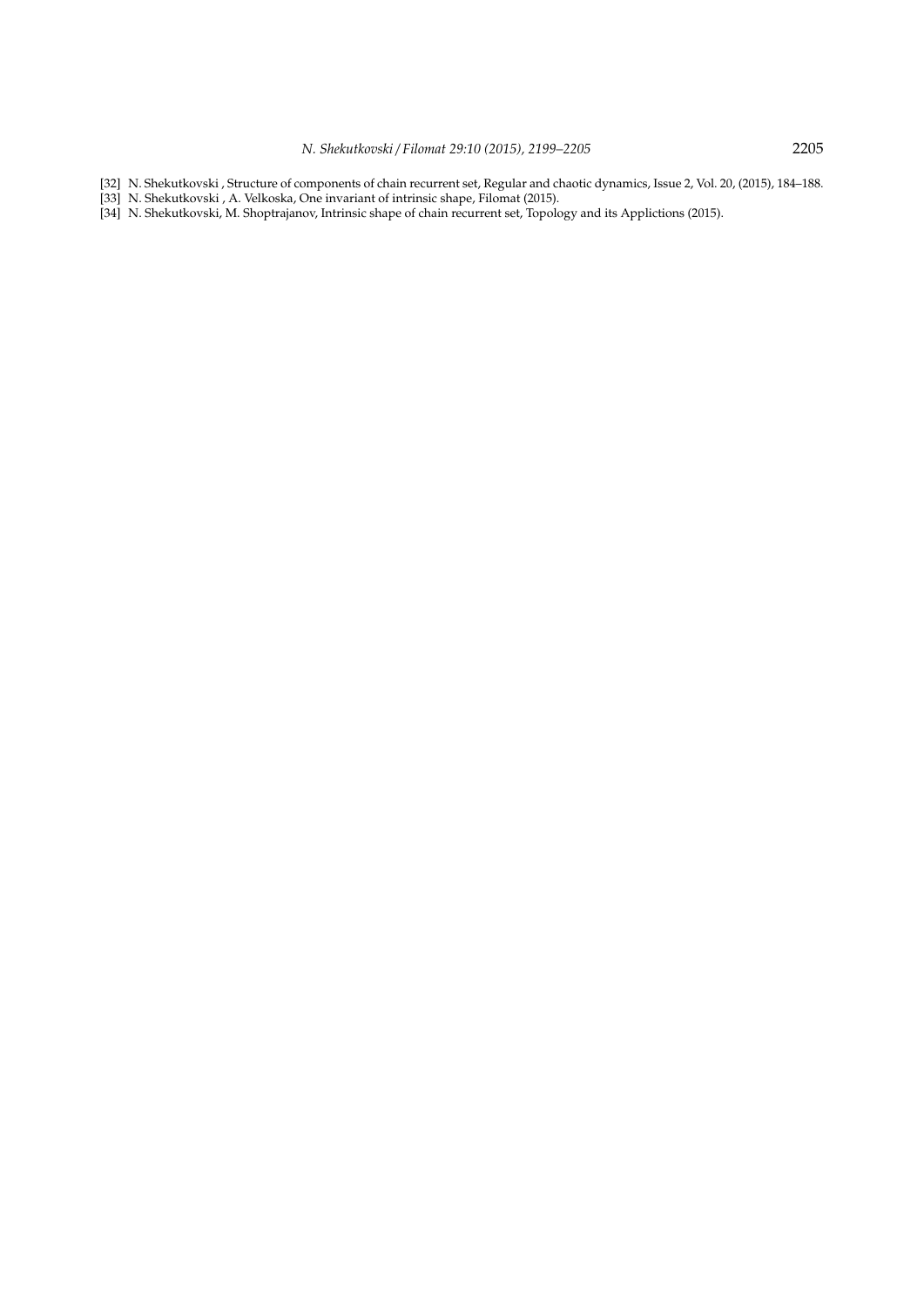[32] N. Shekutkovski , Structure of components of chain recurrent set, Regular and chaotic dynamics, Issue 2, Vol. 20, (2015), 184–188.
[33] N. Shekutkovski , A. Velkoska, One invariant of intrinsic shape, Filomat (2015).
[34] N. Shekutkovski, M. Shoptrajanov, Intrinsic shape of chain recurrent set, Topology and its Applictions (2015).